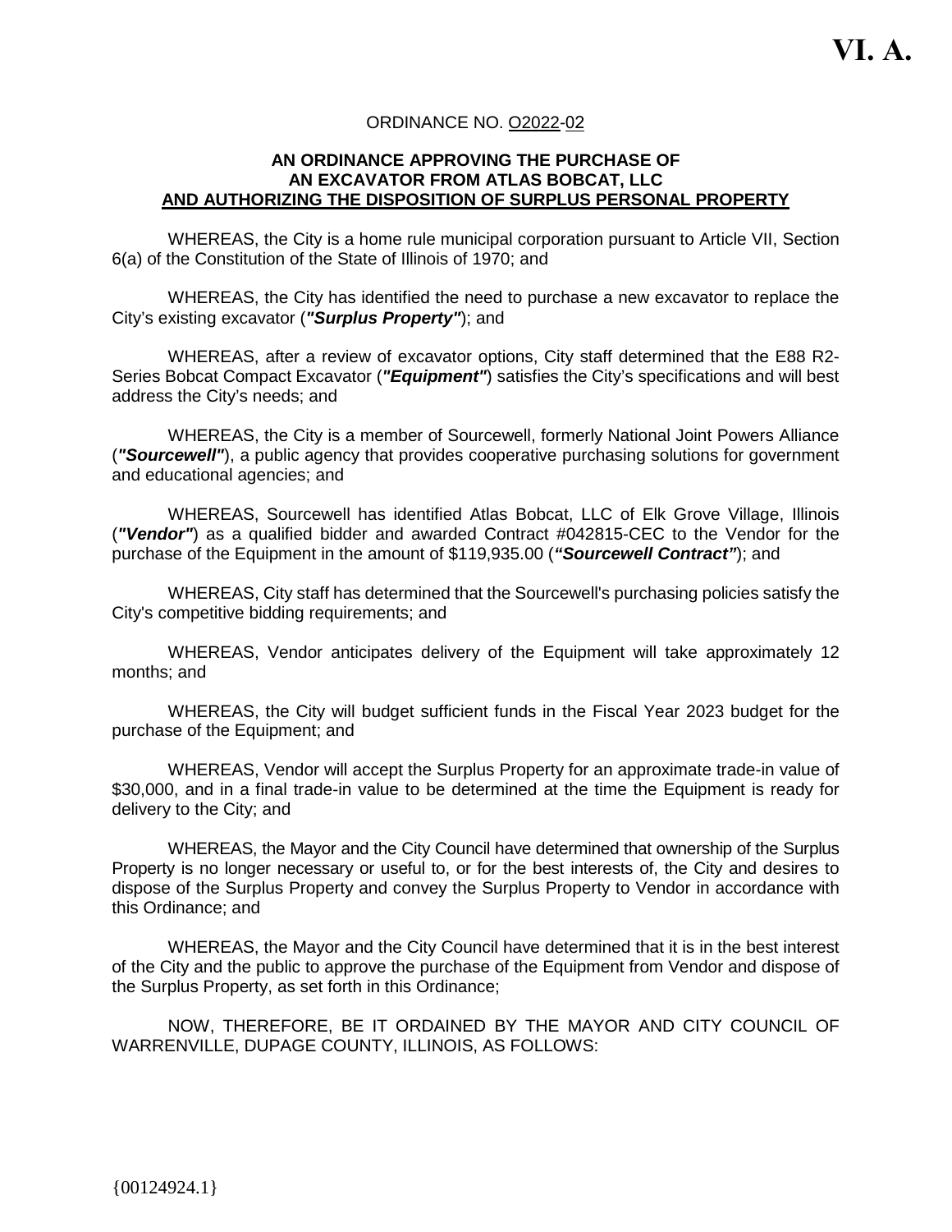VI. A.

ORDINANCE NO. O2022-02

**AN ORDINANCE APPROVING THE PURCHASE OF AN EXCAVATOR FROM ATLAS BOBCAT, LLC AND AUTHORIZING THE DISPOSITION OF SURPLUS PERSONAL PROPERTY**

WHEREAS, the City is a home rule municipal corporation pursuant to Article VII, Section 6(a) of the Constitution of the State of Illinois of 1970; and

WHEREAS, the City has identified the need to purchase a new excavator to replace the City's existing excavator (***"Surplus Property"***); and

WHEREAS, after a review of excavator options, City staff determined that the E88 R2-Series Bobcat Compact Excavator (***"Equipment"***) satisfies the City's specifications and will best address the City's needs; and

WHEREAS, the City is a member of Sourcewell, formerly National Joint Powers Alliance (***"Sourcewell"***), a public agency that provides cooperative purchasing solutions for government and educational agencies; and

WHEREAS, Sourcewell has identified Atlas Bobcat, LLC of Elk Grove Village, Illinois (***"Vendor"***) as a qualified bidder and awarded Contract #042815-CEC to the Vendor for the purchase of the Equipment in the amount of $119,935.00 (***"Sourcewell Contract"***); and

WHEREAS, City staff has determined that the Sourcewell's purchasing policies satisfy the City's competitive bidding requirements; and

WHEREAS, Vendor anticipates delivery of the Equipment will take approximately 12 months; and

WHEREAS, the City will budget sufficient funds in the Fiscal Year 2023 budget for the purchase of the Equipment; and

WHEREAS, Vendor will accept the Surplus Property for an approximate trade-in value of $30,000, and in a final trade-in value to be determined at the time the Equipment is ready for delivery to the City; and

WHEREAS, the Mayor and the City Council have determined that ownership of the Surplus Property is no longer necessary or useful to, or for the best interests of, the City and desires to dispose of the Surplus Property and convey the Surplus Property to Vendor in accordance with this Ordinance; and

WHEREAS, the Mayor and the City Council have determined that it is in the best interest of the City and the public to approve the purchase of the Equipment from Vendor and dispose of the Surplus Property, as set forth in this Ordinance;

NOW, THEREFORE, BE IT ORDAINED BY THE MAYOR AND CITY COUNCIL OF WARRENVILLE, DUPAGE COUNTY, ILLINOIS, AS FOLLOWS:

{00124924.1}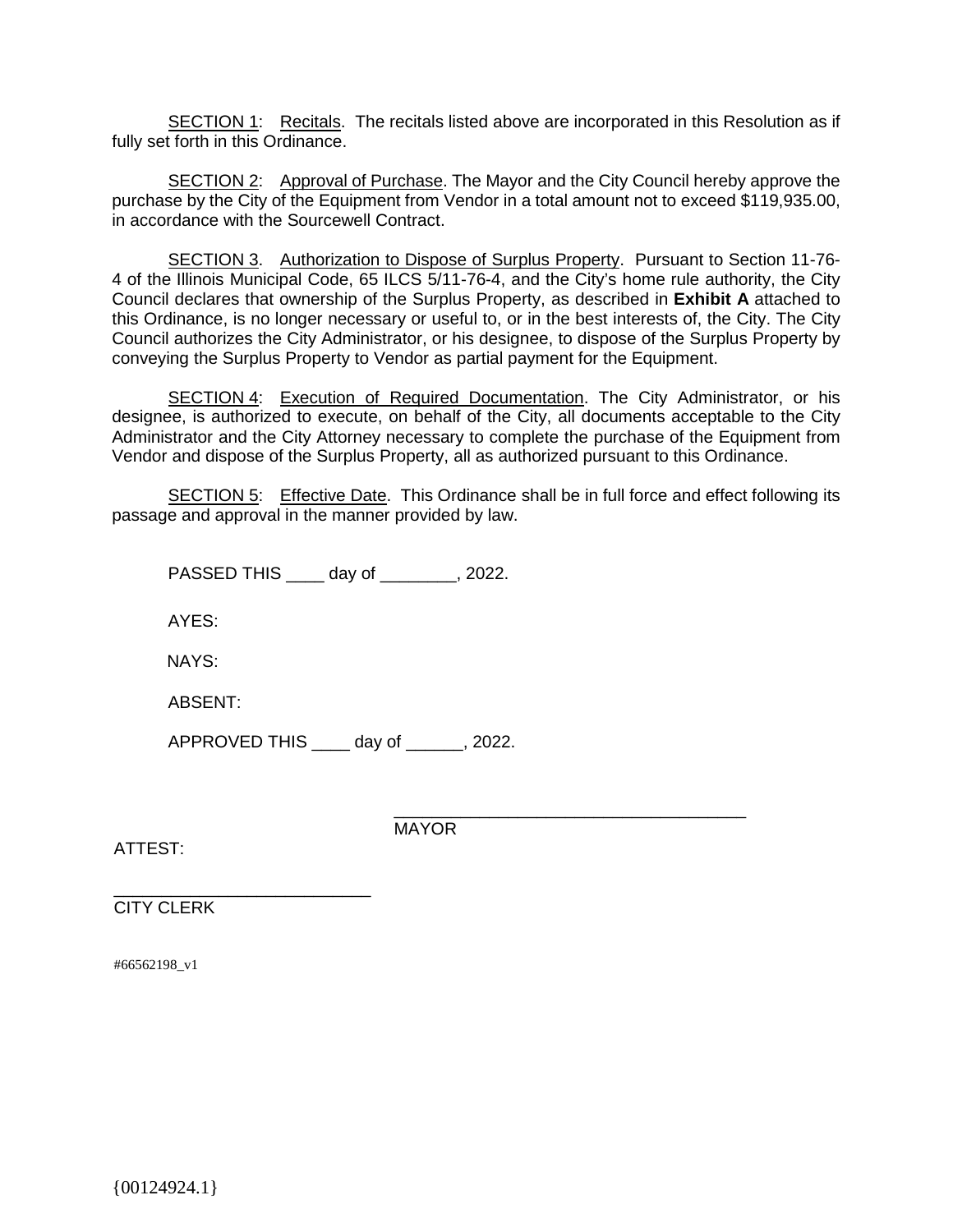SECTION 1: Recitals. The recitals listed above are incorporated in this Resolution as if fully set forth in this Ordinance.

SECTION 2: Approval of Purchase. The Mayor and the City Council hereby approve the purchase by the City of the Equipment from Vendor in a total amount not to exceed $119,935.00, in accordance with the Sourcewell Contract.

SECTION 3. Authorization to Dispose of Surplus Property. Pursuant to Section 11-76-4 of the Illinois Municipal Code, 65 ILCS 5/11-76-4, and the City's home rule authority, the City Council declares that ownership of the Surplus Property, as described in **Exhibit A** attached to this Ordinance, is no longer necessary or useful to, or in the best interests of, the City. The City Council authorizes the City Administrator, or his designee, to dispose of the Surplus Property by conveying the Surplus Property to Vendor as partial payment for the Equipment.

SECTION 4: Execution of Required Documentation. The City Administrator, or his designee, is authorized to execute, on behalf of the City, all documents acceptable to the City Administrator and the City Attorney necessary to complete the purchase of the Equipment from Vendor and dispose of the Surplus Property, all as authorized pursuant to this Ordinance.

SECTION 5: Effective Date. This Ordinance shall be in full force and effect following its passage and approval in the manner provided by law.

PASSED THIS ____ day of ________, 2022.

AYES:

NAYS:

ABSENT:

APPROVED THIS ____ day of ______, 2022.

_____________________________________
MAYOR

ATTEST:

___________________________
CITY CLERK

#66562198_v1

{00124924.1}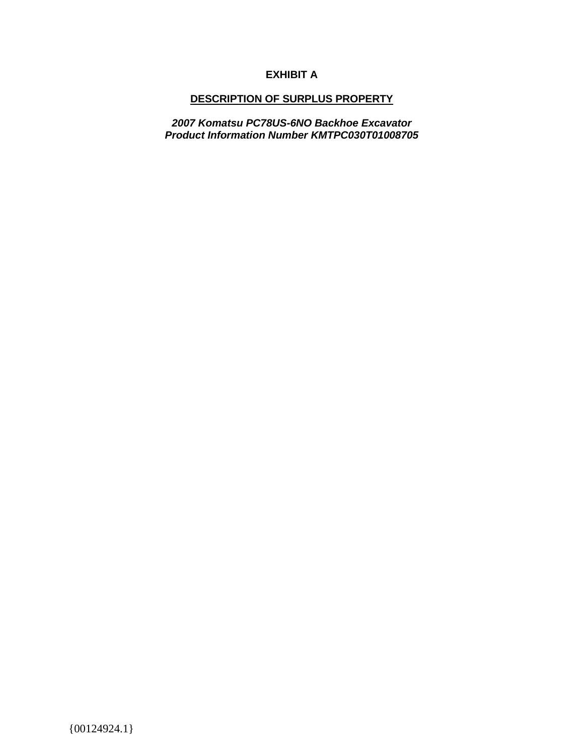# EXHIBIT A

## DESCRIPTION OF SURPLUS PROPERTY

***2007 Komatsu PC78US-6NO Backhoe Excavator***
***Product Information Number KMTPC030T01008705***

{00124924.1}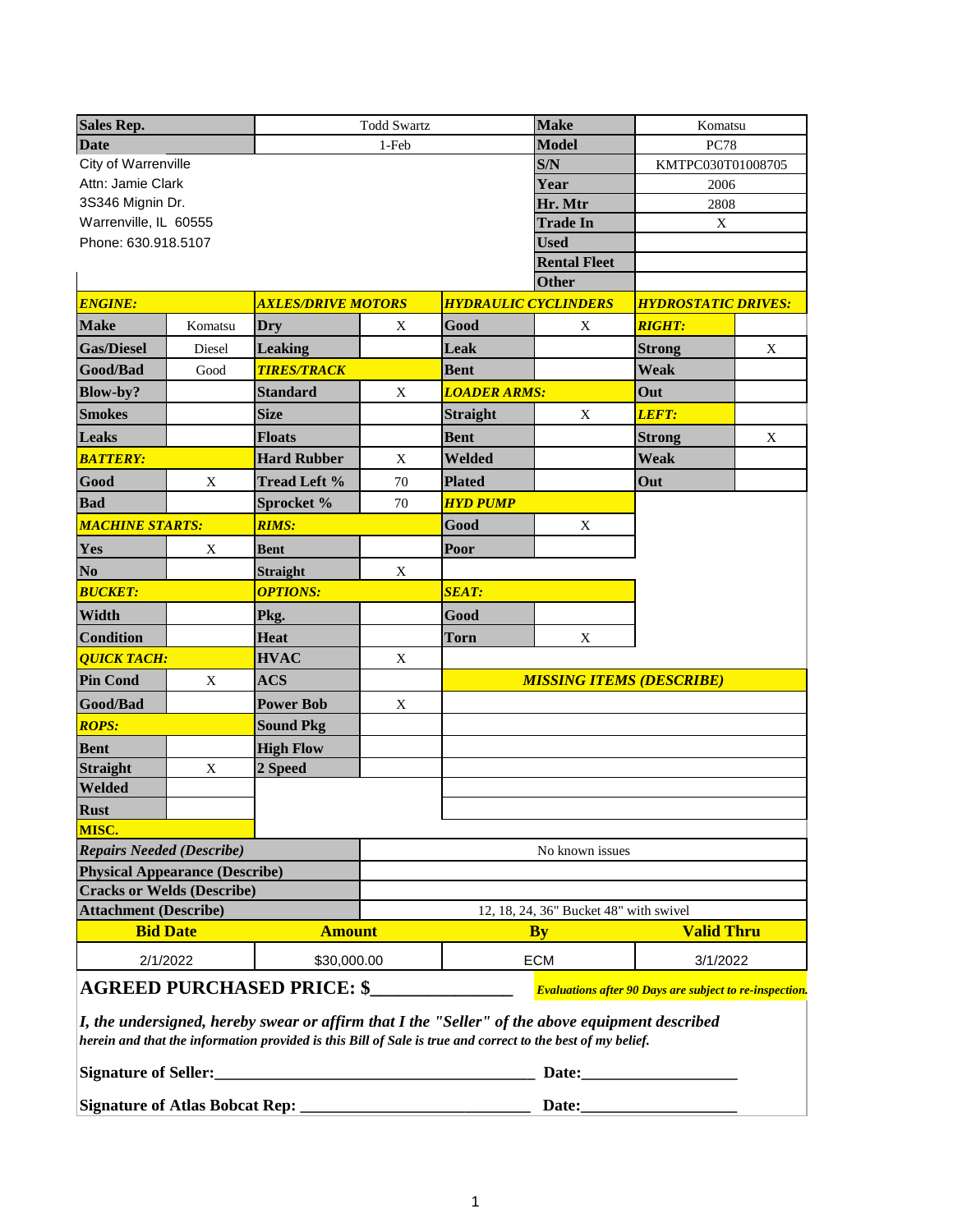| Sales Rep. | Todd Swartz | Make | Komatsu |
|---|---|---|---|
| Date | 1-Feb | Model | PC78 |
| City of Warrenville | | S/N | KMTPC030T01008705 |
| Attn: Jamie Clark | | Year | 2006 |
| 3S346 Mignin Dr. | | Hr. Mtr | 2808 |
| Warrenville, IL 60555 | | Trade In | X |
| Phone: 630.918.5107 | | Used | |
| | | Rental Fleet | |
| | | Other | |

| ***ENGINE:*** | | ***AXLES/DRIVE MOTORS*** | | ***HYDRAULIC CYCLINDERS*** | | ***HYDROSTATIC DRIVES:*** | |
|---|---|---|---|---|---|---|---|
| **Make** | Komatsu | **Dry** | X | **Good** | X | ***RIGHT:*** | |
| **Gas/Diesel** | Diesel | **Leaking** | | **Leak** | | **Strong** | X |
| **Good/Bad** | Good | ***TIRES/TRACK*** | | **Bent** | | **Weak** | |
| **Blow-by?** | | **Standard** | X | ***LOADER ARMS:*** | | **Out** | |
| **Smokes** | | **Size** | | **Straight** | X | ***LEFT:*** | |
| **Leaks** | | **Floats** | | **Bent** | | **Strong** | X |
| ***BATTERY:*** | | **Hard Rubber** | X | **Welded** | | **Weak** | |
| **Good** | X | **Tread Left %** | 70 | **Plated** | | **Out** | |
| **Bad** | | **Sprocket %** | 70 | ***HYD PUMP*** | | | |
| ***MACHINE STARTS:*** | | ***RIMS:*** | | **Good** | X | | |
| **Yes** | X | **Bent** | | **Poor** | | | |
| **No** | | **Straight** | X | | | | |
| ***BUCKET:*** | | ***OPTIONS:*** | | ***SEAT:*** | | | |
| **Width** | | **Pkg.** | | **Good** | | | |
| **Condition** | | **Heat** | | **Torn** | X | | |
| ***QUICK TACH:*** | | **HVAC** | X | | | | |
| **Pin Cond** | X | **ACS** | | ***MISSING ITEMS (DESCRIBE)*** | | | |
| **Good/Bad** | | **Power Bob** | X | | | | |
| ***ROPS:*** | | **Sound Pkg** | | | | | |
| **Bent** | | **High Flow** | | | | | |
| **Straight** | X | **2 Speed** | | | | | |
| **Welded** | | | | | | | |
| **Rust** | | | | | | | |
| **MISC.** | | | | | | | |

| | |
|---|---|
| ***Repairs Needed (Describe)*** | No known issues |
| **Physical Appearance (Describe)** | |
| **Cracks or Welds (Describe)** | |
| **Attachment (Describe)** | 12, 18, 24, 36" Bucket 48" with swivel |

| Bid Date | Amount | By | Valid Thru |
|---|---|---|---|
| 2/1/2022 | $30,000.00 | ECM | 3/1/2022 |

**AGREED PURCHASED PRICE: $_______________**

***Evaluations after 90 Days are subject to re-inspection.***

***I, the undersigned, hereby swear or affirm that I the "Seller" of the above equipment described herein and that the information provided is this Bill of Sale is true and correct to the best of my belief.***

**Signature of Seller:_______________________________________ Date:__________________**

**Signature of Atlas Bobcat Rep: ____________________________ Date:__________________**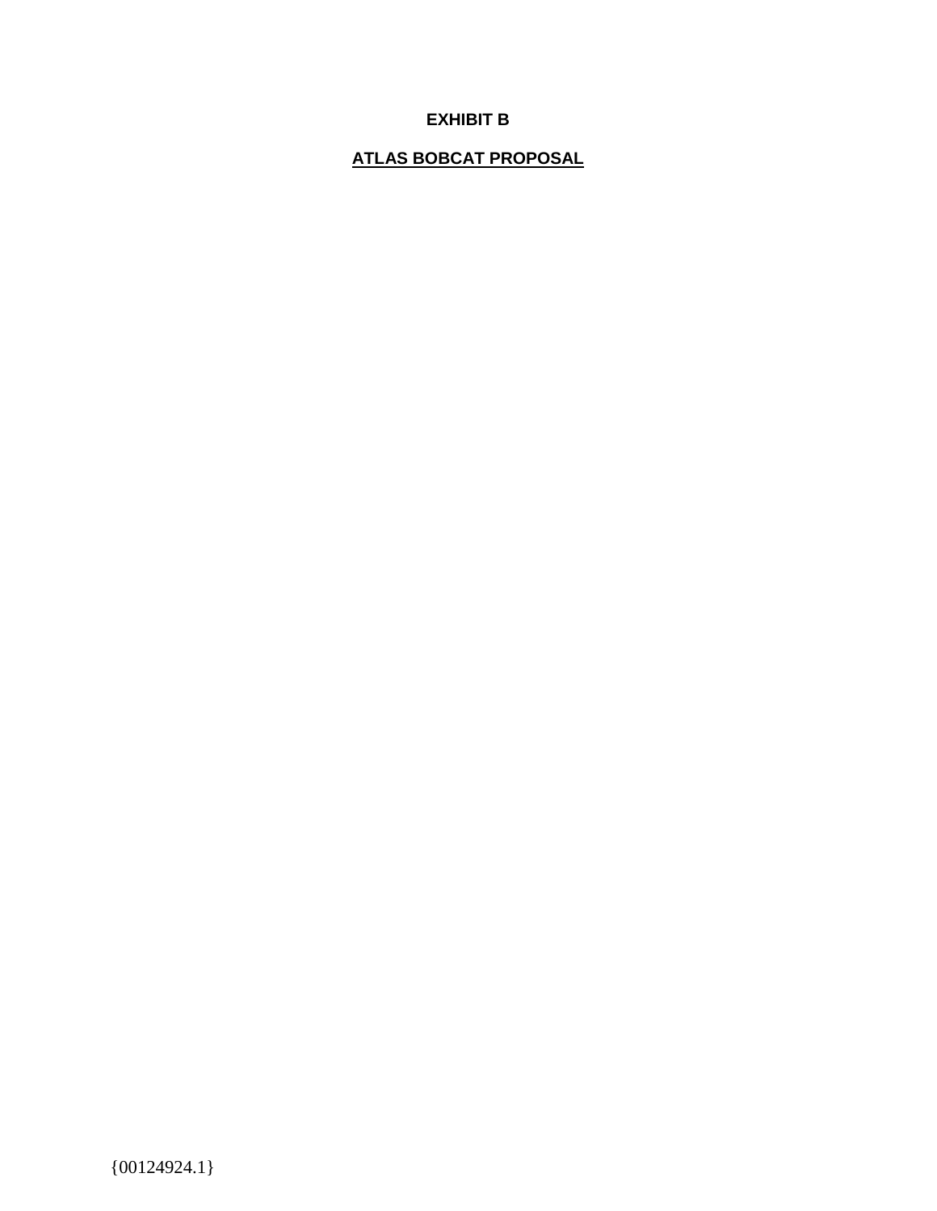**EXHIBIT B**

**ATLAS BOBCAT PROPOSAL**

{00124924.1}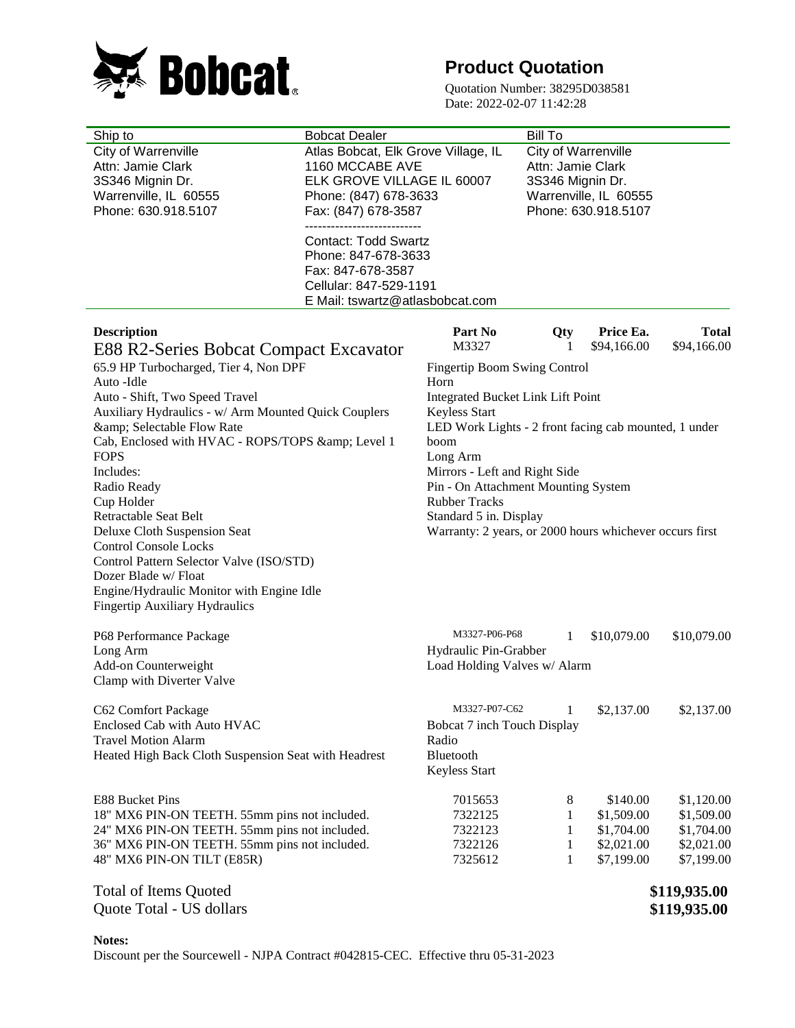# Bobcat

## Product Quotation

Quotation Number: 38295D038581
Date: 2022-02-07 11:42:28

| Ship to | Bobcat Dealer | Bill To |
|---|---|---|
| City of Warrenville<br>Attn: Jamie Clark<br>3S346 Mignin Dr.<br>Warrenville, IL 60555<br>Phone: 630.918.5107 | Atlas Bobcat, Elk Grove Village, IL<br>1160 MCCABE AVE<br>ELK GROVE VILLAGE IL 60007<br>Phone: (847) 678-3633<br>Fax: (847) 678-3587<br>---------------------------<br>Contact: Todd Swartz<br>Phone: 847-678-3633<br>Fax: 847-678-3587<br>Cellular: 847-529-1191<br>E Mail: tswartz@atlasbobcat.com | City of Warrenville<br>Attn: Jamie Clark<br>3S346 Mignin Dr.<br>Warrenville, IL 60555<br>Phone: 630.918.5107 |

| Description | Part No | Qty | Price Ea. | Total |
|---|---|---|---|---|
| **E88 R2-Series Bobcat Compact Excavator** | M3327 | 1 | $94,166.00 | $94,166.00 |

65.9 HP Turbocharged, Tier 4, Non DPF
Auto -Idle
Auto - Shift, Two Speed Travel
Auxiliary Hydraulics - w/ Arm Mounted Quick Couplers &amp; Selectable Flow Rate
Cab, Enclosed with HVAC - ROPS/TOPS &amp; Level 1 FOPS
Includes:
Radio Ready
Cup Holder
Retractable Seat Belt
Deluxe Cloth Suspension Seat
Control Console Locks
Control Pattern Selector Valve (ISO/STD)
Dozer Blade w/ Float
Engine/Hydraulic Monitor with Engine Idle
Fingertip Auxiliary Hydraulics
Fingertip Boom Swing Control
Horn
Integrated Bucket Link Lift Point
Keyless Start
LED Work Lights - 2 front facing cab mounted, 1 under boom
Long Arm
Mirrors - Left and Right Side
Pin - On Attachment Mounting System
Rubber Tracks
Standard 5 in. Display
Warranty: 2 years, or 2000 hours whichever occurs first

| Description | Part No | Qty | Price Ea. | Total |
|---|---|---|---|---|
| P68 Performance Package | M3327-P06-P68 | 1 | $10,079.00 | $10,079.00 |

Long Arm
Add-on Counterweight
Clamp with Diverter Valve
Hydraulic Pin-Grabber
Load Holding Valves w/ Alarm

| Description | Part No | Qty | Price Ea. | Total |
|---|---|---|---|---|
| C62 Comfort Package | M3327-P07-C62 | 1 | $2,137.00 | $2,137.00 |

Enclosed Cab with Auto HVAC
Travel Motion Alarm
Heated High Back Cloth Suspension Seat with Headrest
Bobcat 7 inch Touch Display
Radio
Bluetooth
Keyless Start

| Description | Part No | Qty | Price Ea. | Total |
|---|---|---|---|---|
| E88 Bucket Pins | 7015653 | 8 | $140.00 | $1,120.00 |
| 18" MX6 PIN-ON TEETH. 55mm pins not included. | 7322125 | 1 | $1,509.00 | $1,509.00 |
| 24" MX6 PIN-ON TEETH. 55mm pins not included. | 7322123 | 1 | $1,704.00 | $1,704.00 |
| 36" MX6 PIN-ON TEETH. 55mm pins not included. | 7322126 | 1 | $2,021.00 | $2,021.00 |
| 48" MX6 PIN-ON TILT (E85R) | 7325612 | 1 | $7,199.00 | $7,199.00 |

| | |
|---|---|
| Total of Items Quoted | **$119,935.00** |
| Quote Total - US dollars | **$119,935.00** |

**Notes:**
Discount per the Sourcewell - NJPA Contract #042815-CEC. Effective thru 05-31-2023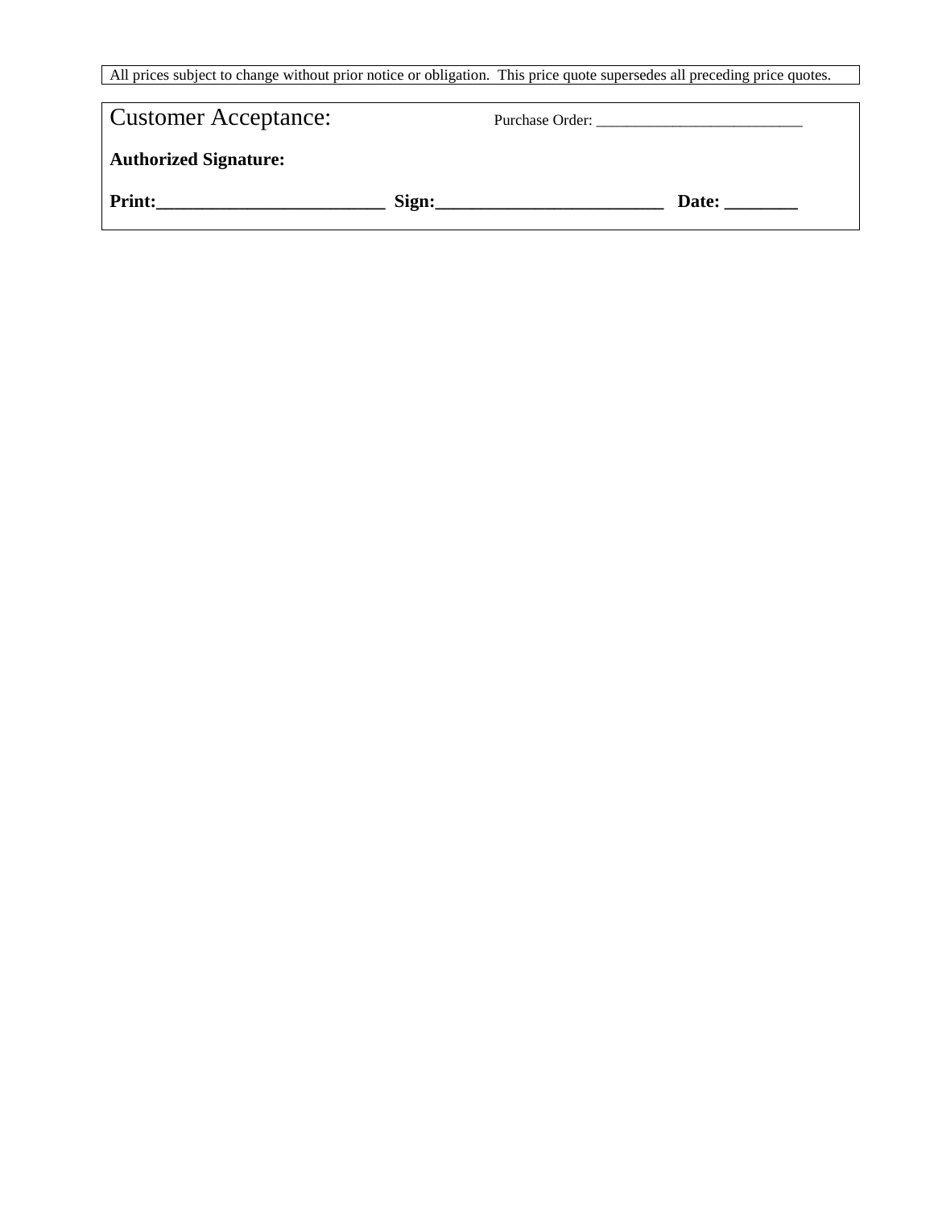All prices subject to change without prior notice or obligation. This price quote supersedes all preceding price quotes.

Customer Acceptance: Purchase Order: ___________________________

**Authorized Signature:**

**Print:_________________________ Sign:_________________________ Date: ________**